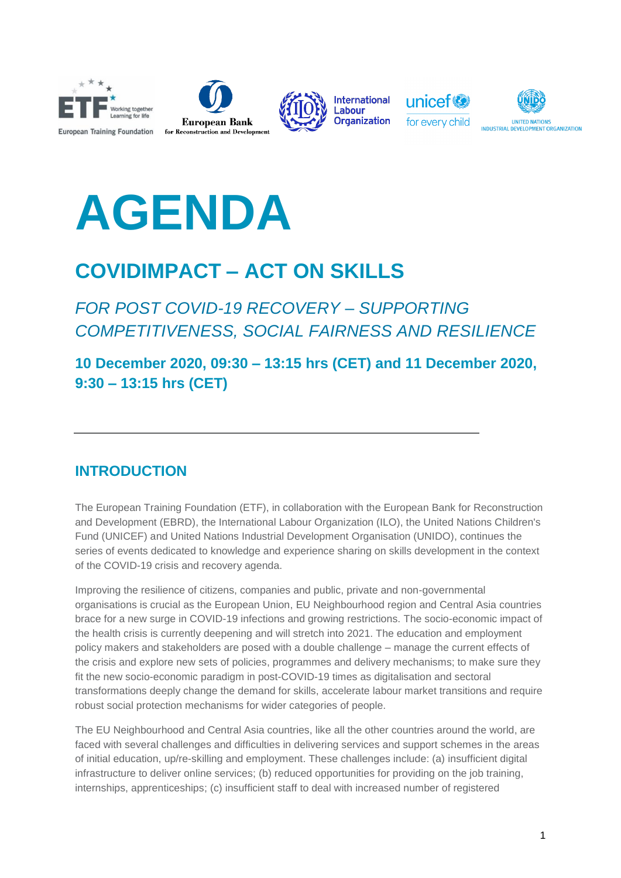# AGENDA

## COVIDIMPACT – ACT ON SKILLS

### *FOR POST COVID-19 RECOVERY – SUPPORTING COMPETITIVENESS, SOCIAL FAIRNESS AND RESILIENCE*

**10 December 2020, 09:30 – 13:15 hrs (CET) and 11 December 2020, 9:30 – 13:15 hrs (CET)**

---

## INTRODUCTION

The European Training Foundation (ETF), in collaboration with the European Bank for Reconstruction and Development (EBRD), the International Labour Organization (ILO), the United Nations Children's Fund (UNICEF) and United Nations Industrial Development Organisation (UNIDO), continues the series of events dedicated to knowledge and experience sharing on skills development in the context of the COVID-19 crisis and recovery agenda.

Improving the resilience of citizens, companies and public, private and non-governmental organisations is crucial as the European Union, EU Neighbourhood region and Central Asia countries brace for a new surge in COVID-19 infections and growing restrictions. The socio-economic impact of the health crisis is currently deepening and will stretch into 2021. The education and employment policy makers and stakeholders are posed with a double challenge – manage the current effects of the crisis and explore new sets of policies, programmes and delivery mechanisms; to make sure they fit the new socio-economic paradigm in post-COVID-19 times as digitalisation and sectoral transformations deeply change the demand for skills, accelerate labour market transitions and require robust social protection mechanisms for wider categories of people.

The EU Neighbourhood and Central Asia countries, like all the other countries around the world, are faced with several challenges and difficulties in delivering services and support schemes in the areas of initial education, up/re-skilling and employment. These challenges include: (a) insufficient digital infrastructure to deliver online services; (b) reduced opportunities for providing on the job training, internships, apprenticeships; (c) insufficient staff to deal with increased number of registered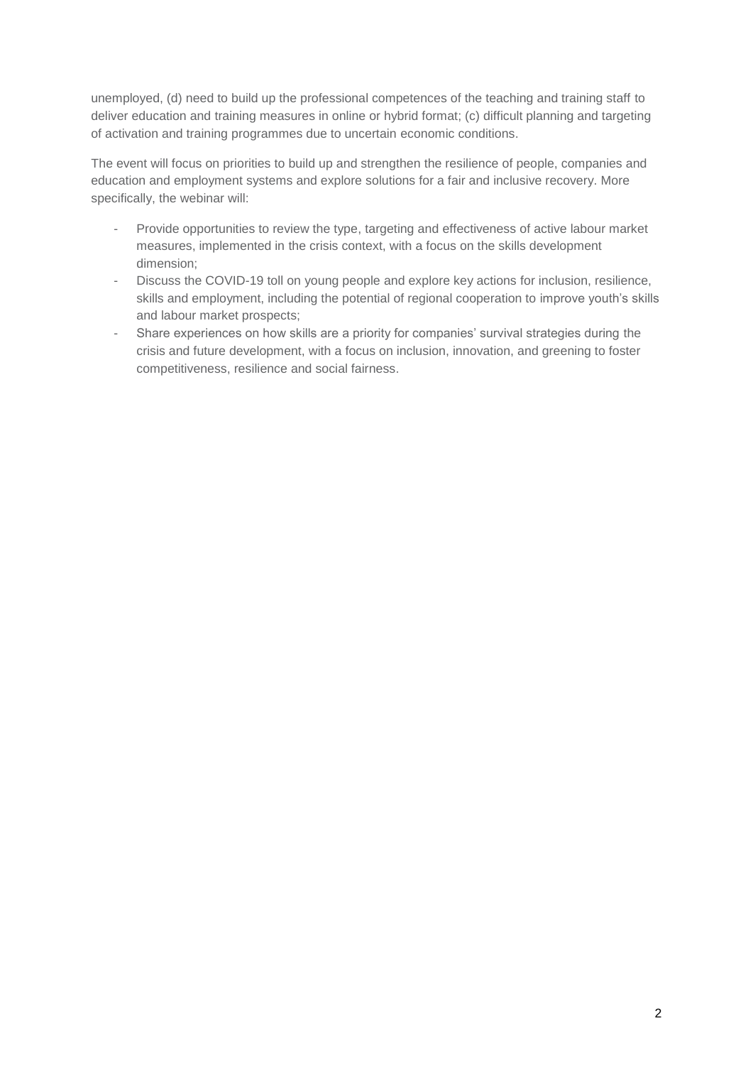unemployed, (d) need to build up the professional competences of the teaching and training staff to deliver education and training measures in online or hybrid format; (c) difficult planning and targeting of activation and training programmes due to uncertain economic conditions.

The event will focus on priorities to build up and strengthen the resilience of people, companies and education and employment systems and explore solutions for a fair and inclusive recovery. More specifically, the webinar will:

- Provide opportunities to review the type, targeting and effectiveness of active labour market measures, implemented in the crisis context, with a focus on the skills development dimension;
- Discuss the COVID-19 toll on young people and explore key actions for inclusion, resilience, skills and employment, including the potential of regional cooperation to improve youth's skills and labour market prospects;
- Share experiences on how skills are a priority for companies' survival strategies during the crisis and future development, with a focus on inclusion, innovation, and greening to foster competitiveness, resilience and social fairness.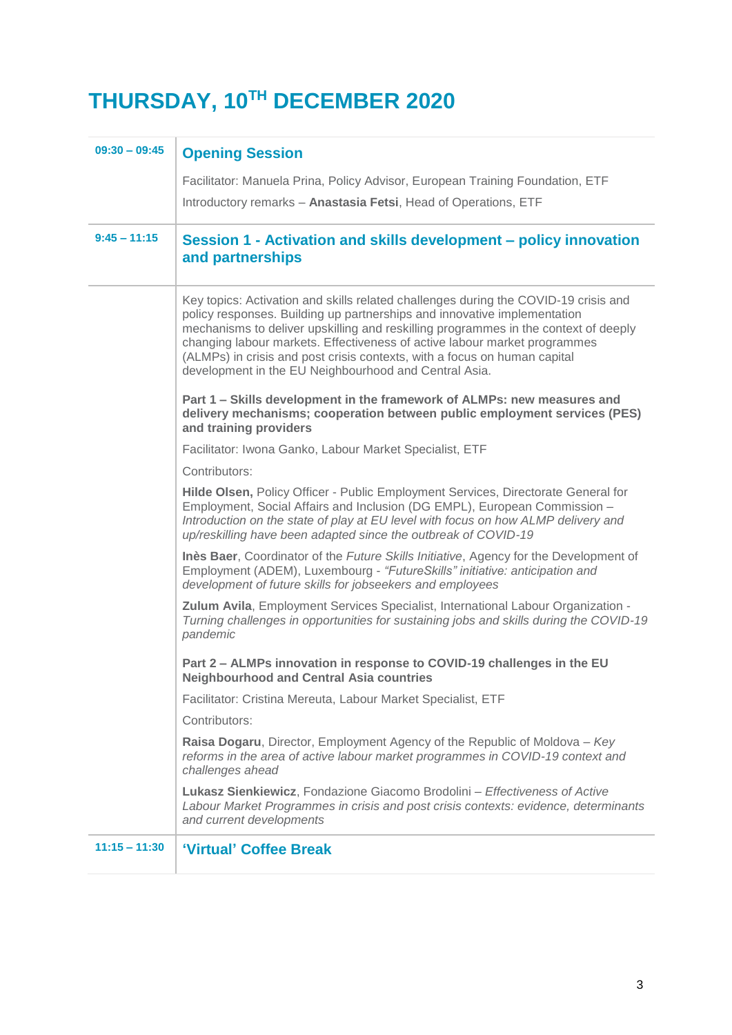# THURSDAY, 10TH DECEMBER 2020

**09:30 – 09:45**

## Opening Session

Facilitator: Manuela Prina, Policy Advisor, European Training Foundation, ETF

Introductory remarks – **Anastasia Fetsi**, Head of Operations, ETF

**9:45 – 11:15**

## Session 1 - Activation and skills development – policy innovation and partnerships

Key topics: Activation and skills related challenges during the COVID-19 crisis and policy responses. Building up partnerships and innovative implementation mechanisms to deliver upskilling and reskilling programmes in the context of deeply changing labour markets. Effectiveness of active labour market programmes (ALMPs) in crisis and post crisis contexts, with a focus on human capital development in the EU Neighbourhood and Central Asia.

**Part 1 – Skills development in the framework of ALMPs: new measures and delivery mechanisms; cooperation between public employment services (PES) and training providers**

Facilitator: Iwona Ganko, Labour Market Specialist, ETF

Contributors:

**Hilde Olsen,** Policy Officer - Public Employment Services, Directorate General for Employment, Social Affairs and Inclusion (DG EMPL), European Commission – *Introduction on the state of play at EU level with focus on how ALMP delivery and up/reskilling have been adapted since the outbreak of COVID-19*

**Inès Baer**, Coordinator of the *Future Skills Initiative*, Agency for the Development of Employment (ADEM), Luxembourg - *"FutureSkills" initiative: anticipation and development of future skills for jobseekers and employees*

**Zulum Avila**, Employment Services Specialist, International Labour Organization - *Turning challenges in opportunities for sustaining jobs and skills during the COVID-19 pandemic*

**Part 2 – ALMPs innovation in response to COVID-19 challenges in the EU Neighbourhood and Central Asia countries**

Facilitator: Cristina Mereuta, Labour Market Specialist, ETF

Contributors:

**Raisa Dogaru**, Director, Employment Agency of the Republic of Moldova – *Key reforms in the area of active labour market programmes in COVID-19 context and challenges ahead*

**Lukasz Sienkiewicz**, Fondazione Giacomo Brodolini – *Effectiveness of Active Labour Market Programmes in crisis and post crisis contexts: evidence, determinants and current developments*

**11:15 – 11:30**

## 'Virtual' Coffee Break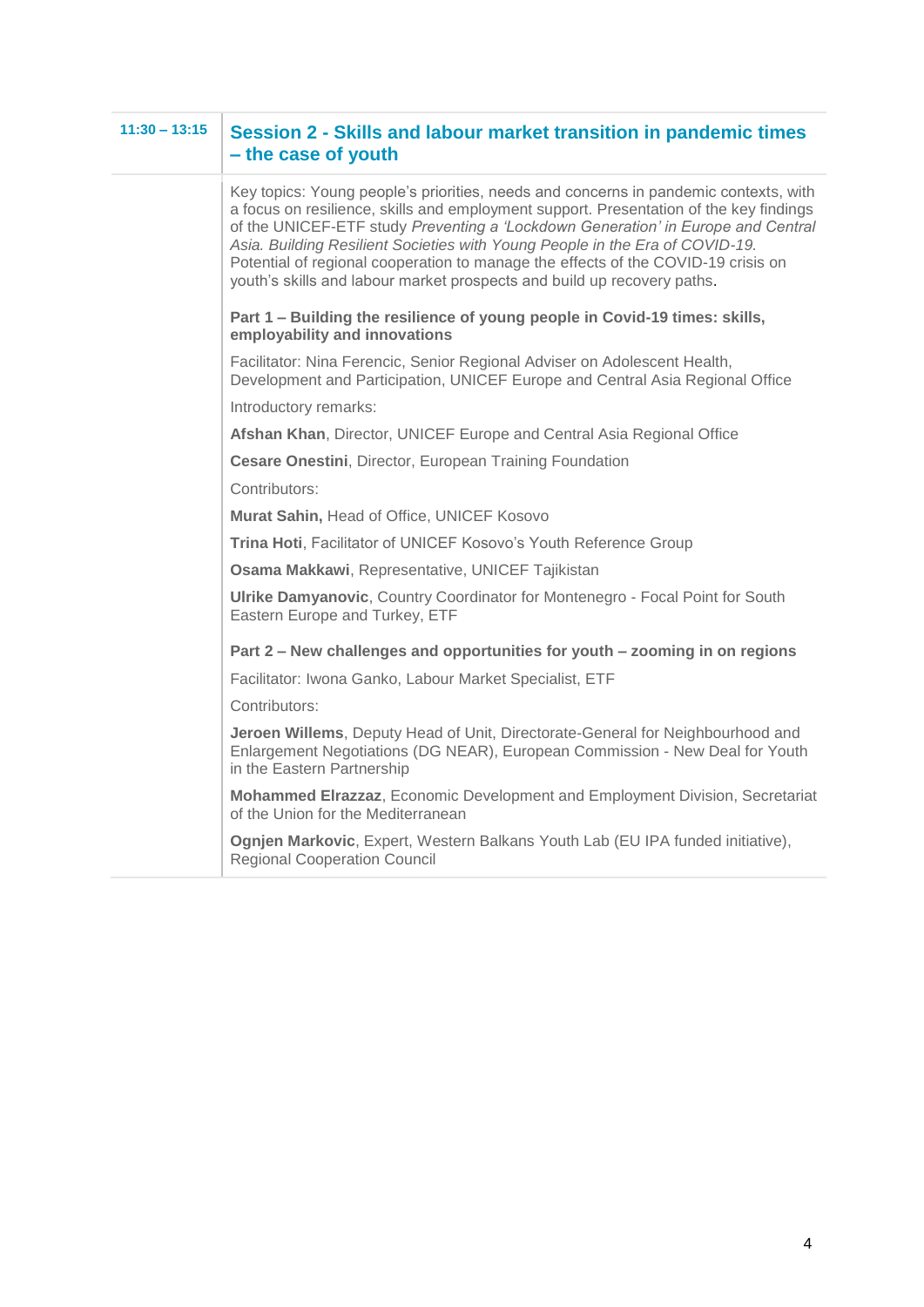**11:30 – 13:15**

## Session 2 - Skills and labour market transition in pandemic times – the case of youth

Key topics: Young people's priorities, needs and concerns in pandemic contexts, with a focus on resilience, skills and employment support. Presentation of the key findings of the UNICEF-ETF study *Preventing a 'Lockdown Generation' in Europe and Central Asia. Building Resilient Societies with Young People in the Era of COVID-19.* Potential of regional cooperation to manage the effects of the COVID-19 crisis on youth's skills and labour market prospects and build up recovery paths.

**Part 1 – Building the resilience of young people in Covid-19 times: skills, employability and innovations**

Facilitator: Nina Ferencic, Senior Regional Adviser on Adolescent Health, Development and Participation, UNICEF Europe and Central Asia Regional Office

Introductory remarks:

**Afshan Khan**, Director, UNICEF Europe and Central Asia Regional Office

**Cesare Onestini**, Director, European Training Foundation

Contributors:

**Murat Sahin,** Head of Office, UNICEF Kosovo

**Trina Hoti**, Facilitator of UNICEF Kosovo's Youth Reference Group

**Osama Makkawi**, Representative, UNICEF Tajikistan

**Ulrike Damyanovic**, Country Coordinator for Montenegro - Focal Point for South Eastern Europe and Turkey, ETF

**Part 2 – New challenges and opportunities for youth – zooming in on regions**

Facilitator: Iwona Ganko, Labour Market Specialist, ETF

Contributors:

**Jeroen Willems**, Deputy Head of Unit, Directorate-General for Neighbourhood and Enlargement Negotiations (DG NEAR), European Commission - New Deal for Youth in the Eastern Partnership

**Mohammed Elrazzaz**, Economic Development and Employment Division, Secretariat of the Union for the Mediterranean

**Ognjen Markovic**, Expert, Western Balkans Youth Lab (EU IPA funded initiative), Regional Cooperation Council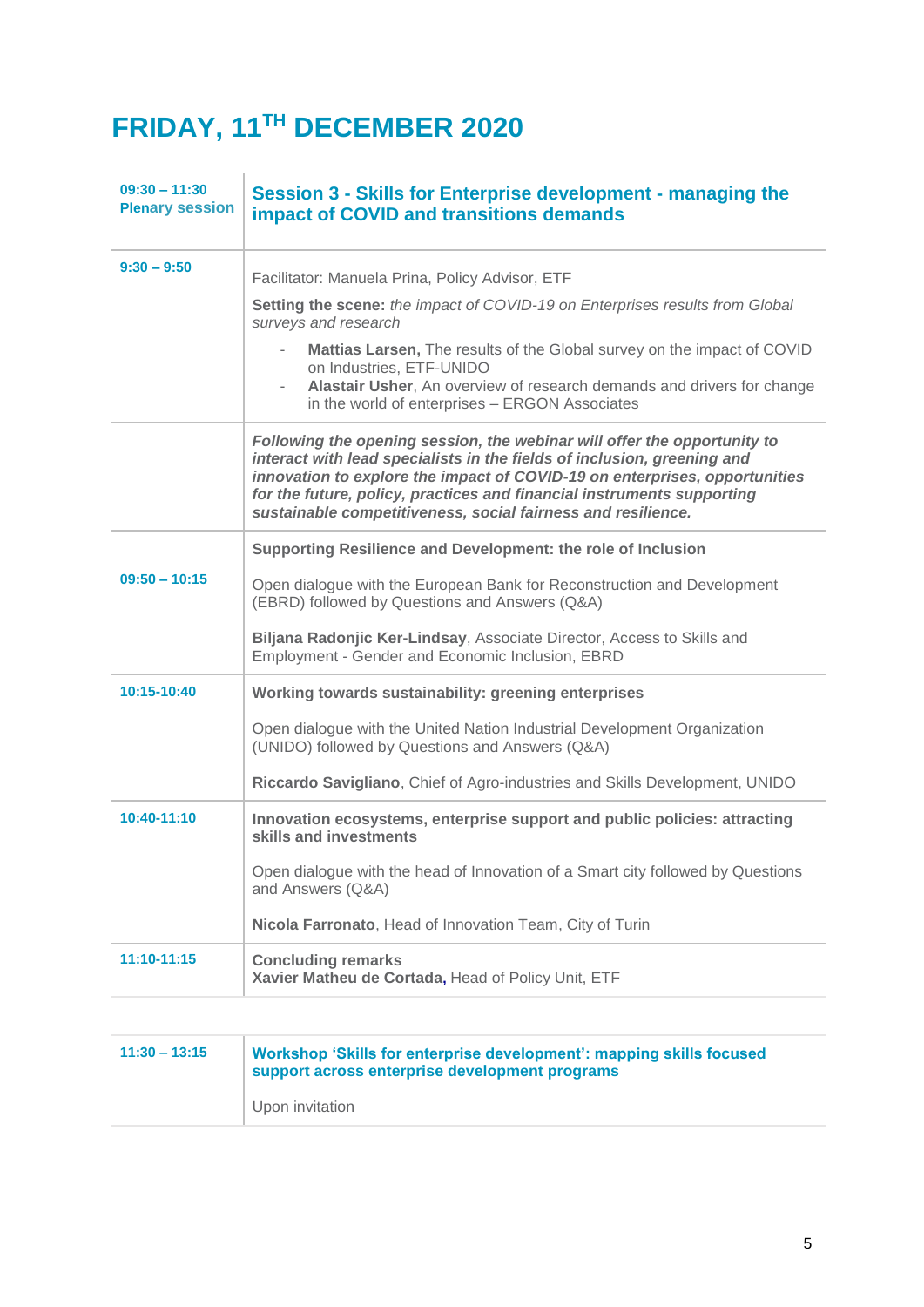# FRIDAY, 11TH DECEMBER 2020

| | |
|---|---|
| **09:30 – 11:30 Plenary session** | **Session 3 - Skills for Enterprise development - managing the impact of COVID and transitions demands** |
| **9:30 – 9:50** | Facilitator: Manuela Prina, Policy Advisor, ETF<br><br>**Setting the scene:** *the impact of COVID-19 on Enterprises results from Global surveys and research*<br><br>- **Mattias Larsen,** The results of the Global survey on the impact of COVID on Industries, ETF-UNIDO<br>- **Alastair Usher**, An overview of research demands and drivers for change in the world of enterprises – ERGON Associates |
| | ***Following the opening session, the webinar will offer the opportunity to interact with lead specialists in the fields of inclusion, greening and innovation to explore the impact of COVID-19 on enterprises, opportunities for the future, policy, practices and financial instruments supporting sustainable competitiveness, social fairness and resilience.*** |
| **09:50 – 10:15** | **Supporting Resilience and Development: the role of Inclusion**<br><br>Open dialogue with the European Bank for Reconstruction and Development (EBRD) followed by Questions and Answers (Q&A)<br><br>**Biljana Radonjic Ker-Lindsay**, Associate Director, Access to Skills and Employment - Gender and Economic Inclusion, EBRD |
| **10:15-10:40** | **Working towards sustainability: greening enterprises**<br><br>Open dialogue with the United Nation Industrial Development Organization (UNIDO) followed by Questions and Answers (Q&A)<br><br>**Riccardo Savigliano**, Chief of Agro-industries and Skills Development, UNIDO |
| **10:40-11:10** | **Innovation ecosystems, enterprise support and public policies: attracting skills and investments**<br><br>Open dialogue with the head of Innovation of a Smart city followed by Questions and Answers (Q&A)<br><br>**Nicola Farronato**, Head of Innovation Team, City of Turin |
| **11:10-11:15** | **Concluding remarks**<br>**Xavier Matheu de Cortada,** Head of Policy Unit, ETF |

| | |
|---|---|
| **11:30 – 13:15** | **Workshop 'Skills for enterprise development': mapping skills focused support across enterprise development programs**<br><br>Upon invitation |